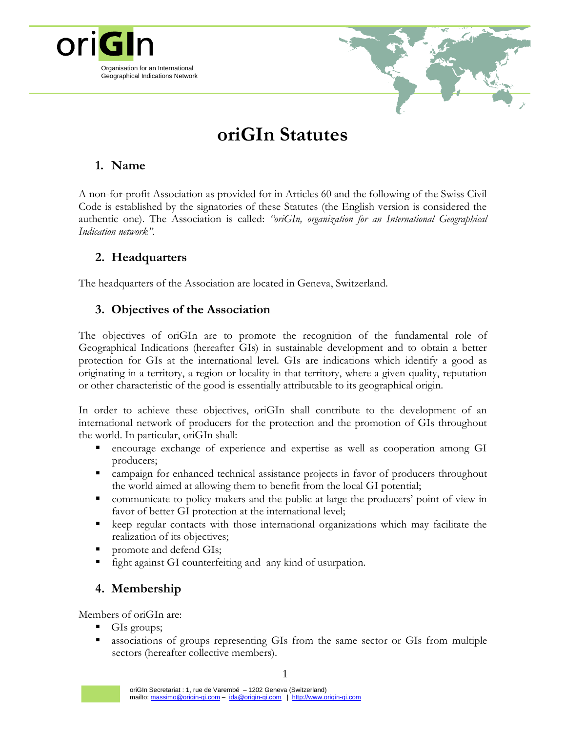# oriGIn Statutes

## 1. Name

A non-for-profit Association as provided for in Articles 60 and the following of the Swiss Civil Code is established by the signatories of these Statutes (the English version is considered the authentic one). The Association is called: *"oriGIn, organization for an International Geographical Indication network"*.

## 2. Headquarters

The headquarters of the Association are located in Geneva, Switzerland.

## 3. Objectives of the Association

The objectives of oriGIn are to promote the recognition of the fundamental role of Geographical Indications (hereafter GIs) in sustainable development and to obtain a better protection for GIs at the international level. GIs are indications which identify a good as originating in a territory, a region or locality in that territory, where a given quality, reputation or other characteristic of the good is essentially attributable to its geographical origin.

In order to achieve these objectives, oriGIn shall contribute to the development of an international network of producers for the protection and the promotion of GIs throughout the world. In particular, oriGIn shall:

- encourage exchange of experience and expertise as well as cooperation among GI producers;
- campaign for enhanced technical assistance projects in favor of producers throughout the world aimed at allowing them to benefit from the local GI potential;
- communicate to policy-makers and the public at large the producers' point of view in favor of better GI protection at the international level;
- keep regular contacts with those international organizations which may facilitate the realization of its objectives;
- promote and defend GIs;
- fight against GI counterfeiting and any kind of usurpation.

## 4. Membership

Members of oriGIn are:

- GIs groups;
- associations of groups representing GIs from the same sector or GIs from multiple sectors (hereafter collective members).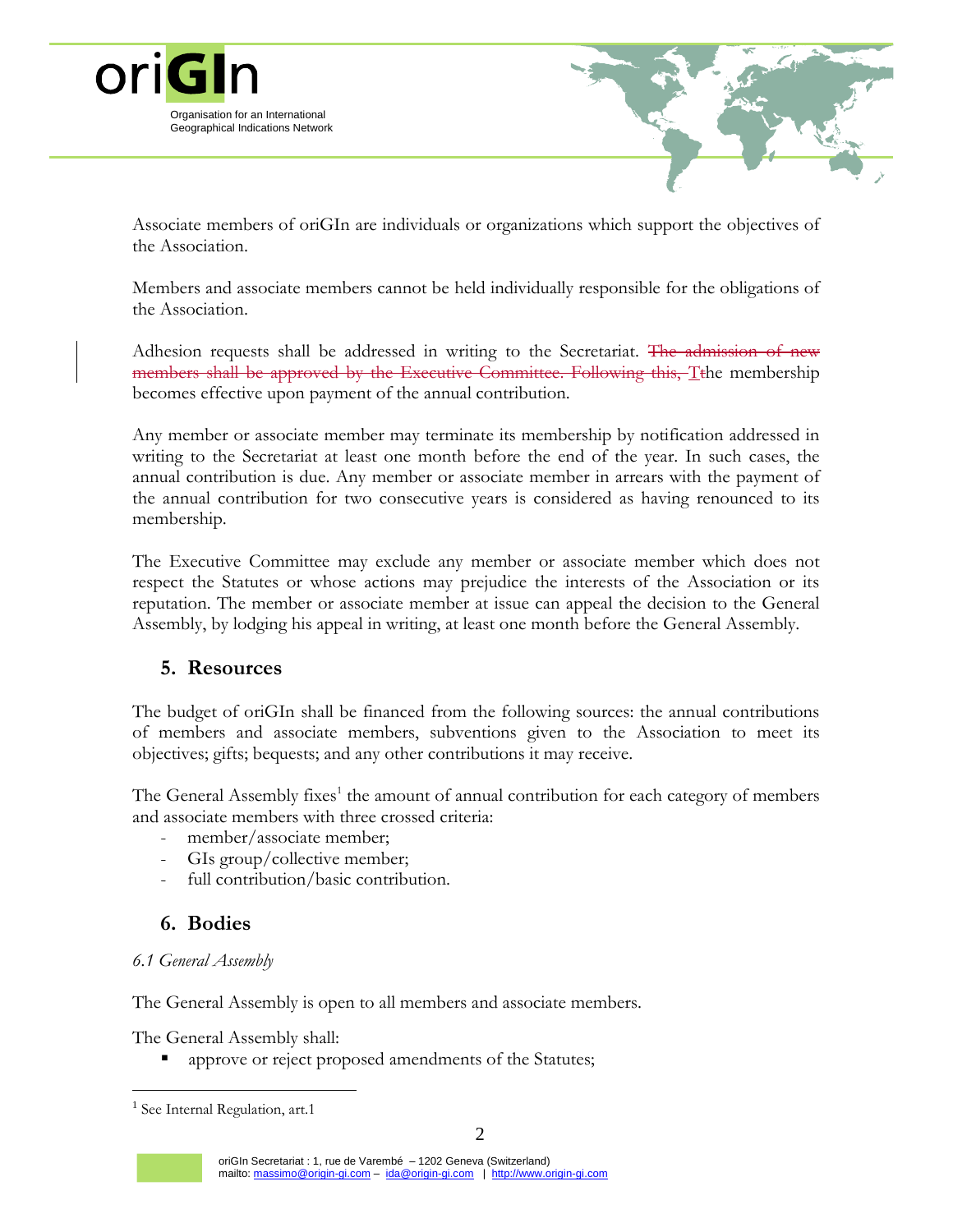Associate members of oriGIn are individuals or organizations which support the objectives of the Association.

Members and associate members cannot be held individually responsible for the obligations of the Association.

Adhesion requests shall be addressed in writing to the Secretariat. ~~The admission of new members shall be approved by the Executive Committee. Following this,~~ T~~t~~he membership becomes effective upon payment of the annual contribution.

Any member or associate member may terminate its membership by notification addressed in writing to the Secretariat at least one month before the end of the year. In such cases, the annual contribution is due. Any member or associate member in arrears with the payment of the annual contribution for two consecutive years is considered as having renounced to its membership.

The Executive Committee may exclude any member or associate member which does not respect the Statutes or whose actions may prejudice the interests of the Association or its reputation. The member or associate member at issue can appeal the decision to the General Assembly, by lodging his appeal in writing, at least one month before the General Assembly.

## 5. Resources

The budget of oriGIn shall be financed from the following sources: the annual contributions of members and associate members, subventions given to the Association to meet its objectives; gifts; bequests; and any other contributions it may receive.

The General Assembly fixes[1] the amount of annual contribution for each category of members and associate members with three crossed criteria:

- member/associate member;
- GIs group/collective member;
- full contribution/basic contribution.

## 6. Bodies

*6.1 General Assembly*

The General Assembly is open to all members and associate members.

The General Assembly shall:

- approve or reject proposed amendments of the Statutes;

[1] See Internal Regulation, art.1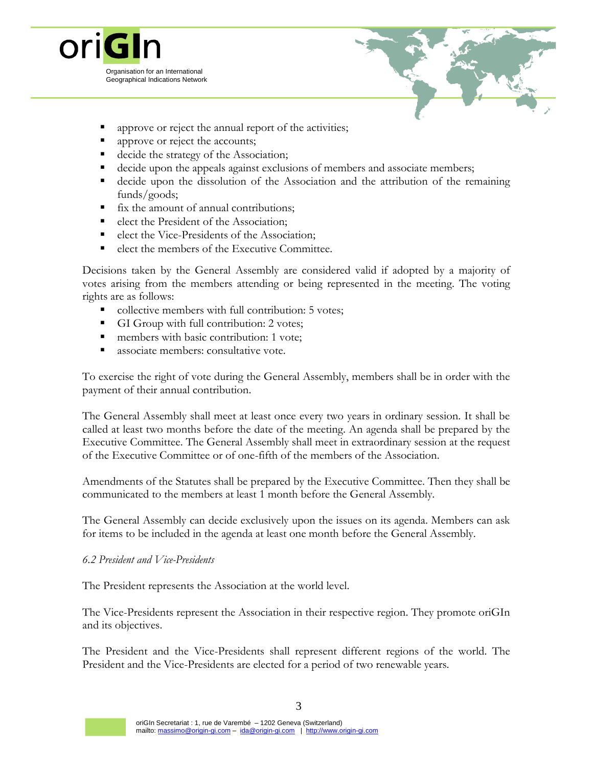- approve or reject the annual report of the activities;
- approve or reject the accounts;
- decide the strategy of the Association;
- decide upon the appeals against exclusions of members and associate members;
- decide upon the dissolution of the Association and the attribution of the remaining funds/goods;
- fix the amount of annual contributions;
- elect the President of the Association;
- elect the Vice-Presidents of the Association;
- elect the members of the Executive Committee.

Decisions taken by the General Assembly are considered valid if adopted by a majority of votes arising from the members attending or being represented in the meeting. The voting rights are as follows:

- collective members with full contribution: 5 votes;
- GI Group with full contribution: 2 votes;
- members with basic contribution: 1 vote;
- associate members: consultative vote.

To exercise the right of vote during the General Assembly, members shall be in order with the payment of their annual contribution.

The General Assembly shall meet at least once every two years in ordinary session. It shall be called at least two months before the date of the meeting. An agenda shall be prepared by the Executive Committee. The General Assembly shall meet in extraordinary session at the request of the Executive Committee or of one-fifth of the members of the Association.

Amendments of the Statutes shall be prepared by the Executive Committee. Then they shall be communicated to the members at least 1 month before the General Assembly.

The General Assembly can decide exclusively upon the issues on its agenda. Members can ask for items to be included in the agenda at least one month before the General Assembly.

*6.2 President and Vice-Presidents*

The President represents the Association at the world level.

The Vice-Presidents represent the Association in their respective region. They promote oriGIn and its objectives.

The President and the Vice-Presidents shall represent different regions of the world. The President and the Vice-Presidents are elected for a period of two renewable years.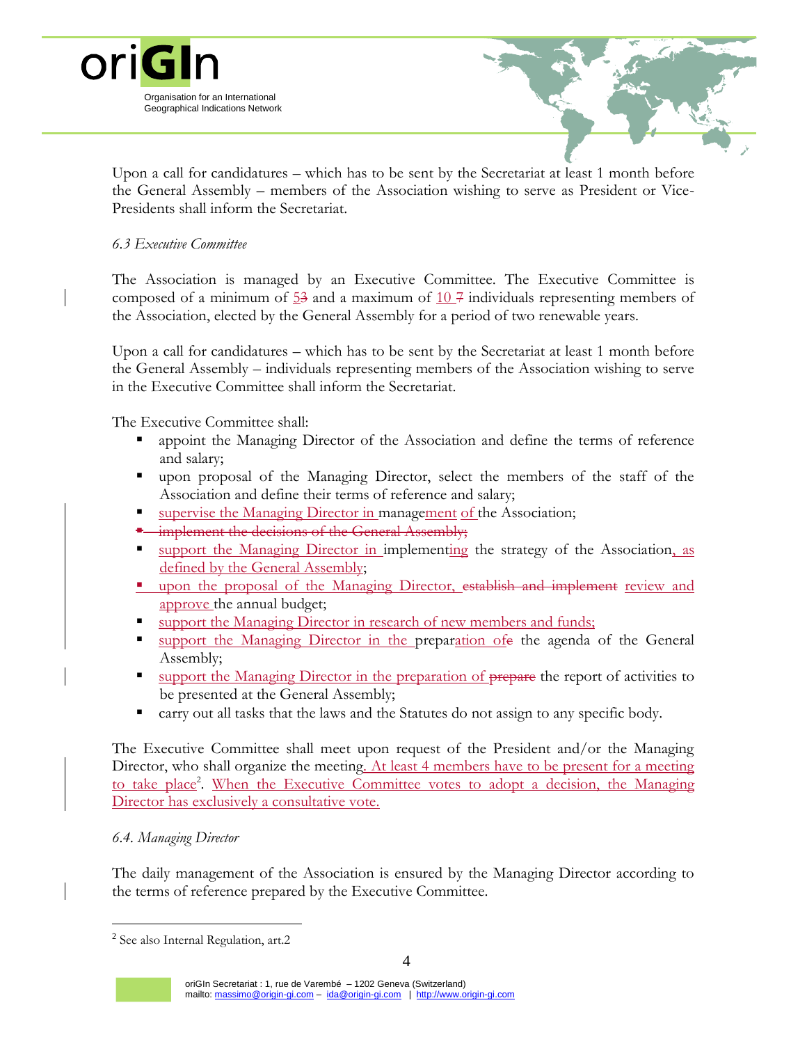Upon a call for candidatures – which has to be sent by the Secretariat at least 1 month before the General Assembly – members of the Association wishing to serve as President or Vice-Presidents shall inform the Secretariat.

*6.3 Executive Committee*

The Association is managed by an Executive Committee. The Executive Committee is composed of a minimum of <ins>5</ins>~~3~~ and a maximum of <ins>10</ins> ~~7~~ individuals representing members of the Association, elected by the General Assembly for a period of two renewable years.

Upon a call for candidatures – which has to be sent by the Secretariat at least 1 month before the General Assembly – individuals representing members of the Association wishing to serve in the Executive Committee shall inform the Secretariat.

The Executive Committee shall:

- appoint the Managing Director of the Association and define the terms of reference and salary;
- upon proposal of the Managing Director, select the members of the staff of the Association and define their terms of reference and salary;
- <ins>supervise the Managing Director in</ins> manage<ins>ment</ins> <ins>of</ins> the Association;
- ~~implement the decisions of the General Assembly;~~
- <ins>support the Managing Director in</ins> implement<ins>ing</ins> the strategy of the Association<ins>, as defined by the General Assembly</ins>;
- <ins>upon the proposal of the Managing Director,</ins> ~~establish and implement~~ <ins>review and approve</ins> the annual budget;
- <ins>support the Managing Director in research of new members and funds;</ins>
- <ins>support the Managing Director in the</ins> prepar<ins>ation of</ins>~~e~~ the agenda of the General Assembly;
- <ins>support the Managing Director in the preparation of</ins> ~~prepare~~ the report of activities to be presented at the General Assembly;
- carry out all tasks that the laws and the Statutes do not assign to any specific body.

The Executive Committee shall meet upon request of the President and/or the Managing Director, who shall organize the meeting<ins>. At least 4 members have to be present for a meeting to take place</ins>[2]. <ins>When the Executive Committee votes to adopt a decision, the Managing Director has exclusively a consultative vote.</ins>

*6.4. Managing Director*

The daily management of the Association is ensured by the Managing Director according to the terms of reference prepared by the Executive Committee.

[2] See also Internal Regulation, art.2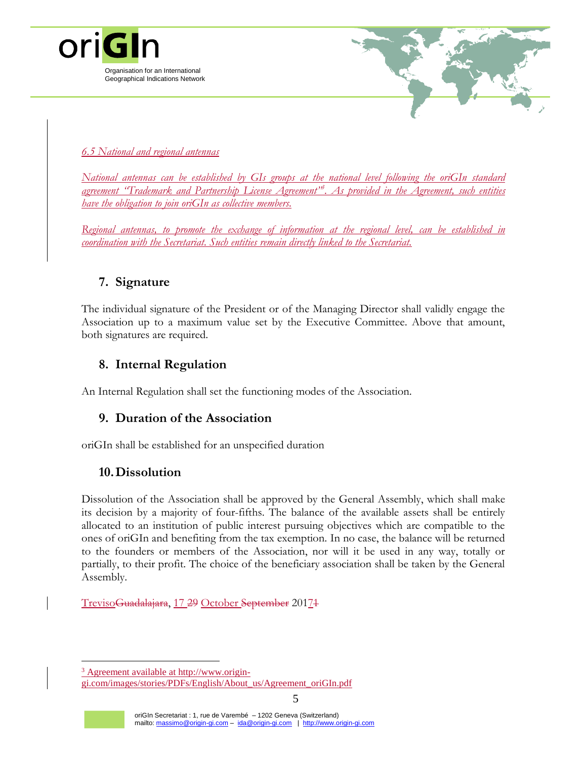*6.5 National and regional antennas*

*National antennas can be established by GIs groups at the national level following the oriGIn standard agreement "Trademark and Partnership License Agreement"[3]. As provided in the Agreement, such entities have the obligation to join oriGIn as collective members.*

*Regional antennas, to promote the exchange of information at the regional level, can be established in coordination with the Secretariat. Such entities remain directly linked to the Secretariat.*

## 7. Signature

The individual signature of the President or of the Managing Director shall validly engage the Association up to a maximum value set by the Executive Committee. Above that amount, both signatures are required.

## 8. Internal Regulation

An Internal Regulation shall set the functioning modes of the Association.

## 9. Duration of the Association

oriGIn shall be established for an unspecified duration

## 10. Dissolution

Dissolution of the Association shall be approved by the General Assembly, which shall make its decision by a majority of four-fifths. The balance of the available assets shall be entirely allocated to an institution of public interest pursuing objectives which are compatible to the ones of oriGIn and benefiting from the tax exemption. In no case, the balance will be returned to the founders or members of the Association, nor will it be used in any way, totally or partially, to their profit. The choice of the beneficiary association shall be taken by the General Assembly.

TrevisoGuadalajara, 17 29 October September 20171

---

[3] Agreement available at http://www.origin-gi.com/images/stories/PDFs/English/About_us/Agreement_oriGIn.pdf